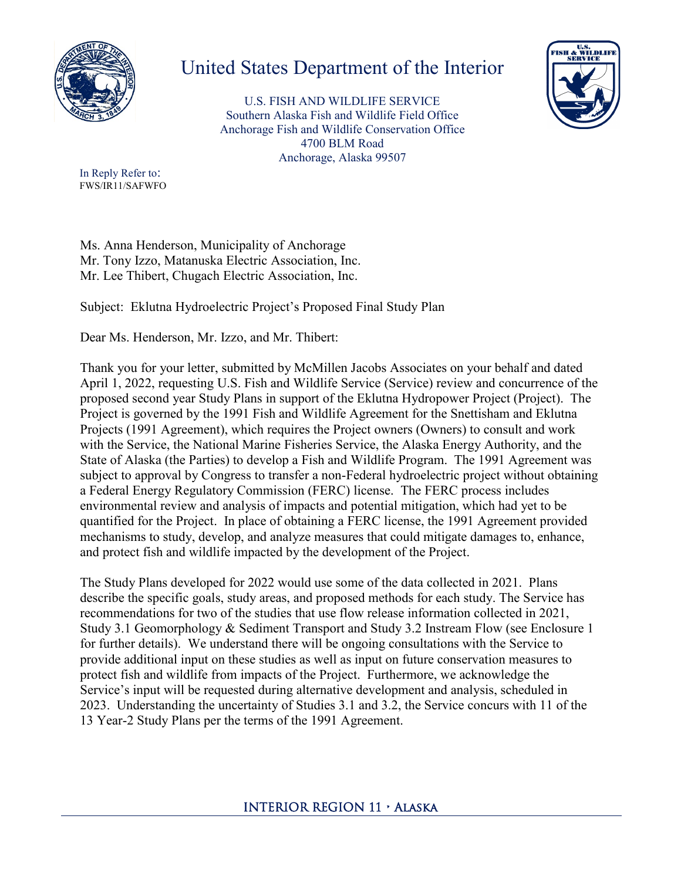# United States Department of the Interior

U.S. FISH AND WILDLIFE SERVICE
Southern Alaska Fish and Wildlife Field Office
Anchorage Fish and Wildlife Conservation Office
4700 BLM Road
Anchorage, Alaska 99507

In Reply Refer to:
FWS/IR11/SAFWFO

Ms. Anna Henderson, Municipality of Anchorage
Mr. Tony Izzo, Matanuska Electric Association, Inc.
Mr. Lee Thibert, Chugach Electric Association, Inc.

Subject: Eklutna Hydroelectric Project's Proposed Final Study Plan

Dear Ms. Henderson, Mr. Izzo, and Mr. Thibert:

Thank you for your letter, submitted by McMillen Jacobs Associates on your behalf and dated April 1, 2022, requesting U.S. Fish and Wildlife Service (Service) review and concurrence of the proposed second year Study Plans in support of the Eklutna Hydropower Project (Project). The Project is governed by the 1991 Fish and Wildlife Agreement for the Snettisham and Eklutna Projects (1991 Agreement), which requires the Project owners (Owners) to consult and work with the Service, the National Marine Fisheries Service, the Alaska Energy Authority, and the State of Alaska (the Parties) to develop a Fish and Wildlife Program. The 1991 Agreement was subject to approval by Congress to transfer a non-Federal hydroelectric project without obtaining a Federal Energy Regulatory Commission (FERC) license. The FERC process includes environmental review and analysis of impacts and potential mitigation, which had yet to be quantified for the Project. In place of obtaining a FERC license, the 1991 Agreement provided mechanisms to study, develop, and analyze measures that could mitigate damages to, enhance, and protect fish and wildlife impacted by the development of the Project.

The Study Plans developed for 2022 would use some of the data collected in 2021. Plans describe the specific goals, study areas, and proposed methods for each study. The Service has recommendations for two of the studies that use flow release information collected in 2021, Study 3.1 Geomorphology & Sediment Transport and Study 3.2 Instream Flow (see Enclosure 1 for further details). We understand there will be ongoing consultations with the Service to provide additional input on these studies as well as input on future conservation measures to protect fish and wildlife from impacts of the Project. Furthermore, we acknowledge the Service's input will be requested during alternative development and analysis, scheduled in 2023. Understanding the uncertainty of Studies 3.1 and 3.2, the Service concurs with 11 of the 13 Year-2 Study Plans per the terms of the 1991 Agreement.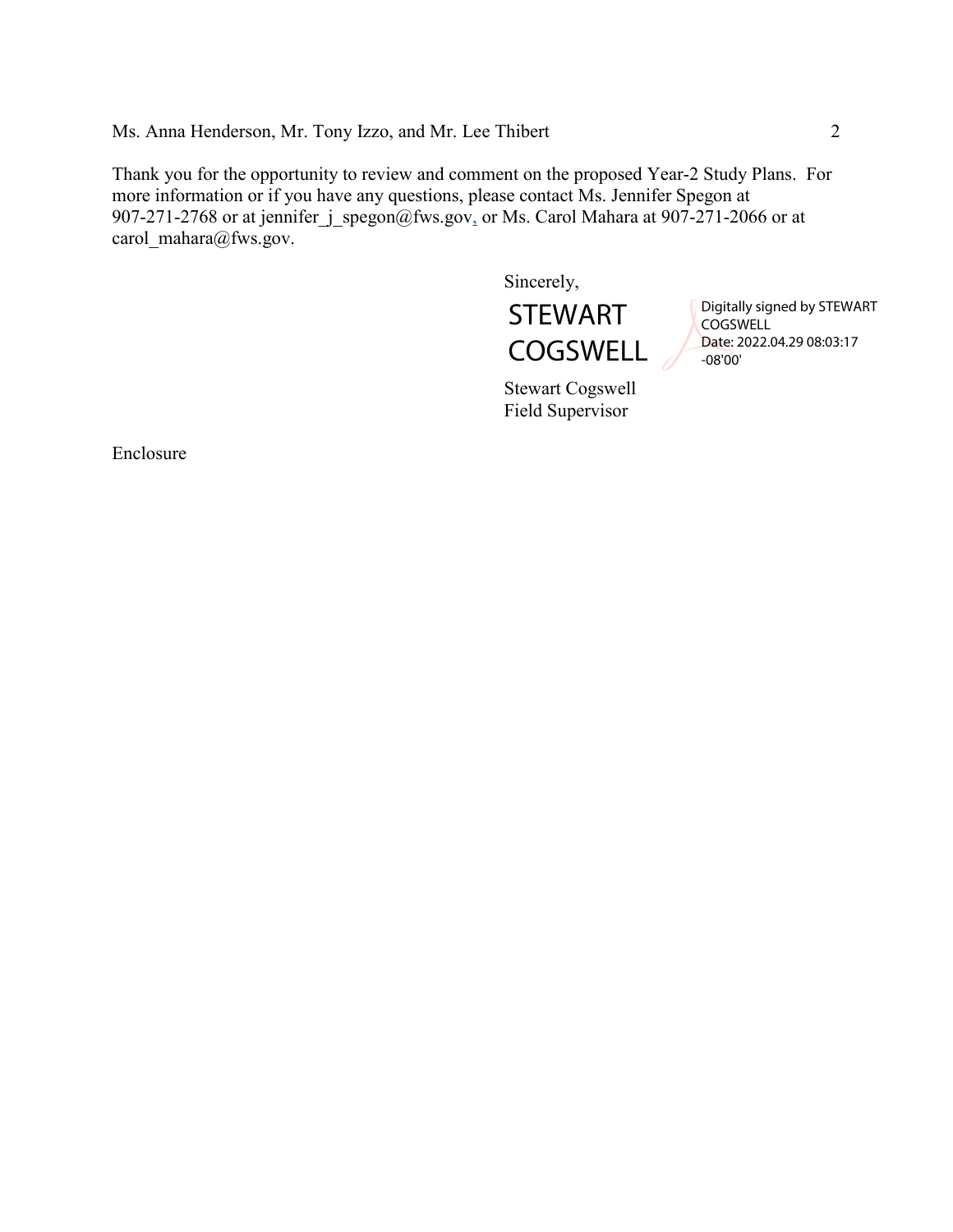Thank you for the opportunity to review and comment on the proposed Year-2 Study Plans. For more information or if you have any questions, please contact Ms. Jennifer Spegon at 907-271-2768 or at jennifer_j_spegon@fws.gov, or Ms. Carol Mahara at 907-271-2066 or at carol_mahara@fws.gov.

Sincerely,

STEWART COGSWELL

Digitally signed by STEWART COGSWELL
Date: 2022.04.29 08:03:17 -08'00'

Stewart Cogswell
Field Supervisor

Enclosure